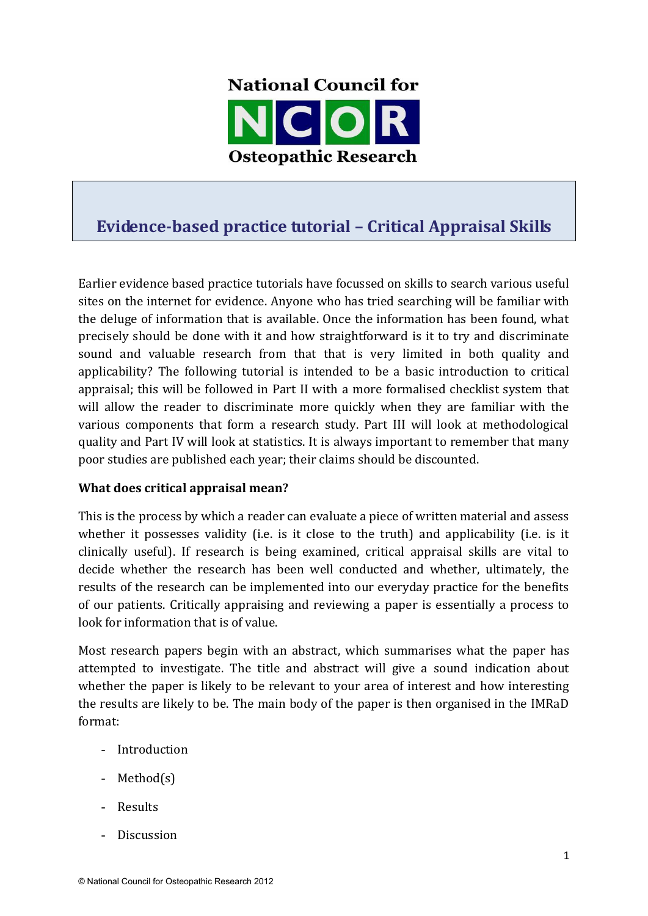National Council for NCOR Osteopathic Research

# Evidence-based practice tutorial – Critical Appraisal Skills

Earlier evidence based practice tutorials have focussed on skills to search various useful sites on the internet for evidence. Anyone who has tried searching will be familiar with the deluge of information that is available. Once the information has been found, what precisely should be done with it and how straightforward is it to try and discriminate sound and valuable research from that that is very limited in both quality and applicability? The following tutorial is intended to be a basic introduction to critical appraisal; this will be followed in Part II with a more formalised checklist system that will allow the reader to discriminate more quickly when they are familiar with the various components that form a research study. Part III will look at methodological quality and Part IV will look at statistics. It is always important to remember that many poor studies are published each year; their claims should be discounted.

**What does critical appraisal mean?**

This is the process by which a reader can evaluate a piece of written material and assess whether it possesses validity (i.e. is it close to the truth) and applicability (i.e. is it clinically useful). If research is being examined, critical appraisal skills are vital to decide whether the research has been well conducted and whether, ultimately, the results of the research can be implemented into our everyday practice for the benefits of our patients. Critically appraising and reviewing a paper is essentially a process to look for information that is of value.

Most research papers begin with an abstract, which summarises what the paper has attempted to investigate. The title and abstract will give a sound indication about whether the paper is likely to be relevant to your area of interest and how interesting the results are likely to be. The main body of the paper is then organised in the IMRaD format:

- Introduction
- Method(s)
- Results
- Discussion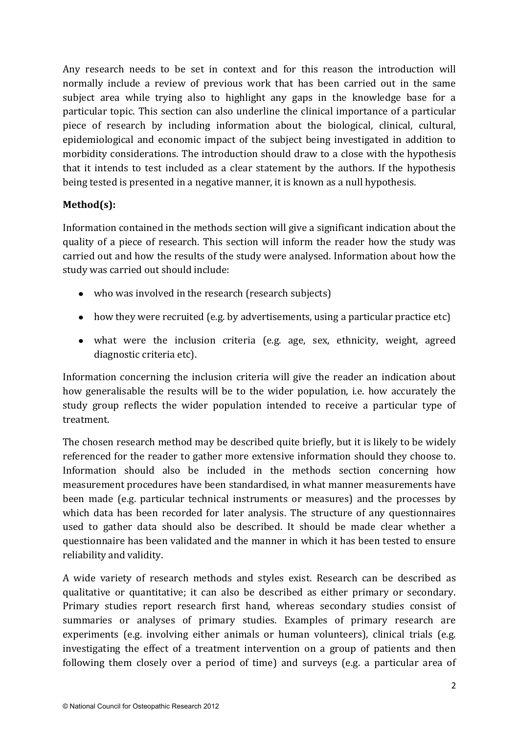Any research needs to be set in context and for this reason the introduction will normally include a review of previous work that has been carried out in the same subject area while trying also to highlight any gaps in the knowledge base for a particular topic. This section can also underline the clinical importance of a particular piece of research by including information about the biological, clinical, cultural, epidemiological and economic impact of the subject being investigated in addition to morbidity considerations. The introduction should draw to a close with the hypothesis that it intends to test included as a clear statement by the authors. If the hypothesis being tested is presented in a negative manner, it is known as a null hypothesis.

**Method(s):**

Information contained in the methods section will give a significant indication about the quality of a piece of research. This section will inform the reader how the study was carried out and how the results of the study were analysed. Information about how the study was carried out should include:

- who was involved in the research (research subjects)
- how they were recruited (e.g. by advertisements, using a particular practice etc)
- what were the inclusion criteria (e.g. age, sex, ethnicity, weight, agreed diagnostic criteria etc).

Information concerning the inclusion criteria will give the reader an indication about how generalisable the results will be to the wider population, i.e. how accurately the study group reflects the wider population intended to receive a particular type of treatment.

The chosen research method may be described quite briefly, but it is likely to be widely referenced for the reader to gather more extensive information should they choose to. Information should also be included in the methods section concerning how measurement procedures have been standardised, in what manner measurements have been made (e.g. particular technical instruments or measures) and the processes by which data has been recorded for later analysis. The structure of any questionnaires used to gather data should also be described. It should be made clear whether a questionnaire has been validated and the manner in which it has been tested to ensure reliability and validity.

A wide variety of research methods and styles exist. Research can be described as qualitative or quantitative; it can also be described as either primary or secondary. Primary studies report research first hand, whereas secondary studies consist of summaries or analyses of primary studies. Examples of primary research are experiments (e.g. involving either animals or human volunteers), clinical trials (e.g. investigating the effect of a treatment intervention on a group of patients and then following them closely over a period of time) and surveys (e.g. a particular area of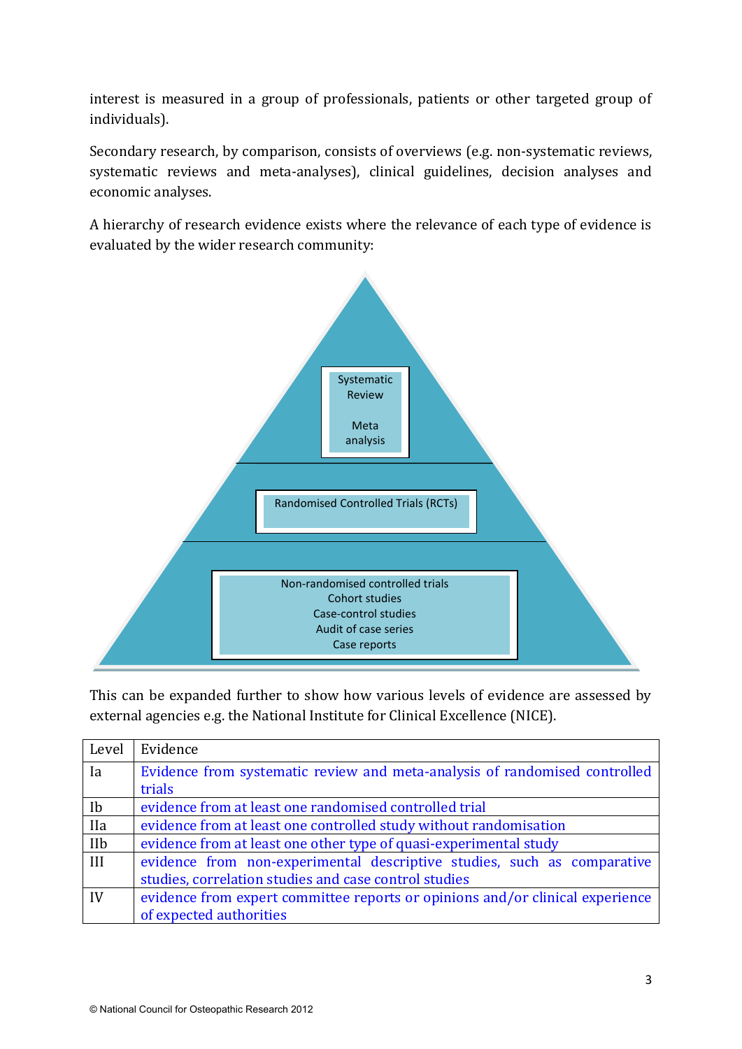interest is measured in a group of professionals, patients or other targeted group of individuals).

Secondary research, by comparison, consists of overviews (e.g. non-systematic reviews, systematic reviews and meta-analyses), clinical guidelines, decision analyses and economic analyses.

A hierarchy of research evidence exists where the relevance of each type of evidence is evaluated by the wider research community:

Systematic Review

Meta analysis

Randomised Controlled Trials (RCTs)

Non-randomised controlled trials
Cohort studies
Case-control studies
Audit of case series
Case reports

This can be expanded further to show how various levels of evidence are assessed by external agencies e.g. the National Institute for Clinical Excellence (NICE).

| Level | Evidence |
|---|---|
| Ia | Evidence from systematic review and meta-analysis of randomised controlled trials |
| Ib | evidence from at least one randomised controlled trial |
| IIa | evidence from at least one controlled study without randomisation |
| IIb | evidence from at least one other type of quasi-experimental study |
| III | evidence from non-experimental descriptive studies, such as comparative studies, correlation studies and case control studies |
| IV | evidence from expert committee reports or opinions and/or clinical experience of expected authorities |

© National Council for Osteopathic Research 2012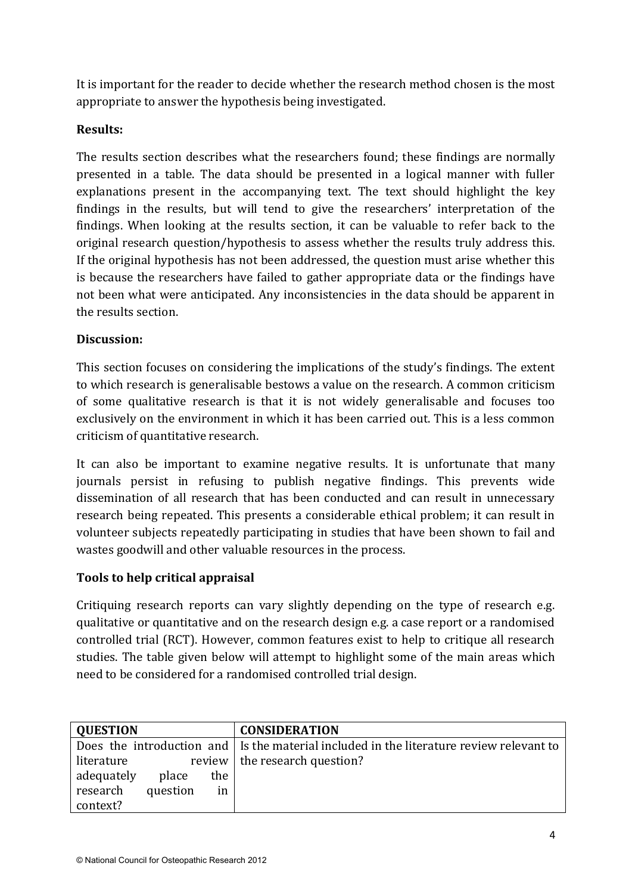It is important for the reader to decide whether the research method chosen is the most appropriate to answer the hypothesis being investigated.

**Results:**

The results section describes what the researchers found; these findings are normally presented in a table. The data should be presented in a logical manner with fuller explanations present in the accompanying text. The text should highlight the key findings in the results, but will tend to give the researchers' interpretation of the findings. When looking at the results section, it can be valuable to refer back to the original research question/hypothesis to assess whether the results truly address this. If the original hypothesis has not been addressed, the question must arise whether this is because the researchers have failed to gather appropriate data or the findings have not been what were anticipated. Any inconsistencies in the data should be apparent in the results section.

**Discussion:**

This section focuses on considering the implications of the study's findings. The extent to which research is generalisable bestows a value on the research. A common criticism of some qualitative research is that it is not widely generalisable and focuses too exclusively on the environment in which it has been carried out. This is a less common criticism of quantitative research.

It can also be important to examine negative results. It is unfortunate that many journals persist in refusing to publish negative findings. This prevents wide dissemination of all research that has been conducted and can result in unnecessary research being repeated. This presents a considerable ethical problem; it can result in volunteer subjects repeatedly participating in studies that have been shown to fail and wastes goodwill and other valuable resources in the process.

**Tools to help critical appraisal**

Critiquing research reports can vary slightly depending on the type of research e.g. qualitative or quantitative and on the research design e.g. a case report or a randomised controlled trial (RCT). However, common features exist to help to critique all research studies. The table given below will attempt to highlight some of the main areas which need to be considered for a randomised controlled trial design.

| QUESTION | CONSIDERATION |
|---|---|
| Does the introduction and literature review adequately place the research question in context? | Is the material included in the literature review relevant to the research question? |

© National Council for Osteopathic Research 2012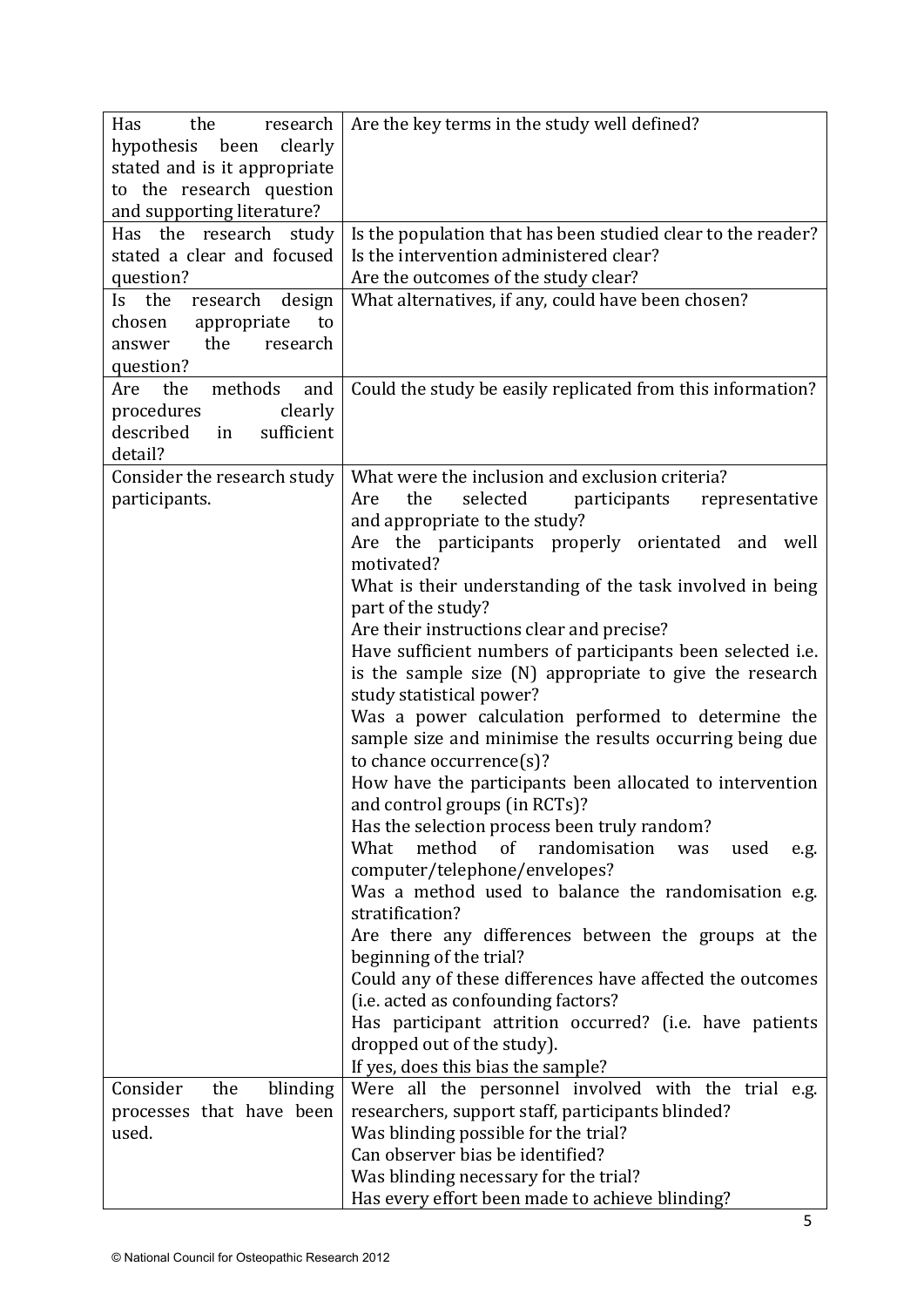| | |
|---|---|
| Has the research hypothesis been clearly stated and is it appropriate to the research question and supporting literature? | Are the key terms in the study well defined? |
| Has the research study stated a clear and focused question? | Is the population that has been studied clear to the reader?<br>Is the intervention administered clear?<br>Are the outcomes of the study clear? |
| Is the research design chosen appropriate to answer the research question? | What alternatives, if any, could have been chosen? |
| Are the methods and procedures clearly described in sufficient detail? | Could the study be easily replicated from this information? |
| Consider the research study participants. | What were the inclusion and exclusion criteria?<br>Are the selected participants representative and appropriate to the study?<br>Are the participants properly orientated and well motivated?<br>What is their understanding of the task involved in being part of the study?<br>Are their instructions clear and precise?<br>Have sufficient numbers of participants been selected i.e. is the sample size (N) appropriate to give the research study statistical power?<br>Was a power calculation performed to determine the sample size and minimise the results occurring being due to chance occurrence(s)?<br>How have the participants been allocated to intervention and control groups (in RCTs)?<br>Has the selection process been truly random?<br>What method of randomisation was used e.g. computer/telephone/envelopes?<br>Was a method used to balance the randomisation e.g. stratification?<br>Are there any differences between the groups at the beginning of the trial?<br>Could any of these differences have affected the outcomes (i.e. acted as confounding factors?<br>Has participant attrition occurred? (i.e. have patients dropped out of the study).<br>If yes, does this bias the sample? |
| Consider the blinding processes that have been used. | Were all the personnel involved with the trial e.g. researchers, support staff, participants blinded?<br>Was blinding possible for the trial?<br>Can observer bias be identified?<br>Was blinding necessary for the trial?<br>Has every effort been made to achieve blinding? |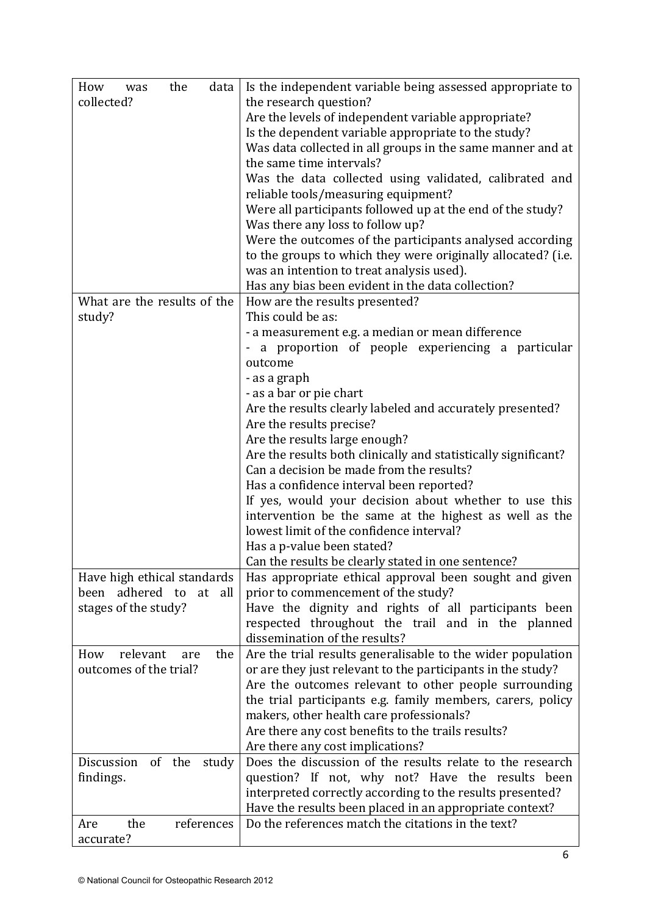| | |
|---|---|
| How was the data collected? | Is the independent variable being assessed appropriate to the research question?<br>Are the levels of independent variable appropriate?<br>Is the dependent variable appropriate to the study?<br>Was data collected in all groups in the same manner and at the same time intervals?<br>Was the data collected using validated, calibrated and reliable tools/measuring equipment?<br>Were all participants followed up at the end of the study?<br>Was there any loss to follow up?<br>Were the outcomes of the participants analysed according to the groups to which they were originally allocated? (i.e. was an intention to treat analysis used).<br>Has any bias been evident in the data collection? |
| What are the results of the study? | How are the results presented?<br>This could be as:<br>- a measurement e.g. a median or mean difference<br>- a proportion of people experiencing a particular outcome<br>- as a graph<br>- as a bar or pie chart<br>Are the results clearly labeled and accurately presented?<br>Are the results precise?<br>Are the results large enough?<br>Are the results both clinically and statistically significant?<br>Can a decision be made from the results?<br>Has a confidence interval been reported?<br>If yes, would your decision about whether to use this intervention be the same at the highest as well as the lowest limit of the confidence interval?<br>Has a p-value been stated?<br>Can the results be clearly stated in one sentence? |
| Have high ethical standards been adhered to at all stages of the study? | Has appropriate ethical approval been sought and given prior to commencement of the study?<br>Have the dignity and rights of all participants been respected throughout the trail and in the planned dissemination of the results? |
| How relevant are the outcomes of the trial? | Are the trial results generalisable to the wider population or are they just relevant to the participants in the study?<br>Are the outcomes relevant to other people surrounding the trial participants e.g. family members, carers, policy makers, other health care professionals?<br>Are there any cost benefits to the trails results?<br>Are there any cost implications? |
| Discussion of the study findings. | Does the discussion of the results relate to the research question? If not, why not? Have the results been interpreted correctly according to the results presented?<br>Have the results been placed in an appropriate context? |
| Are the references accurate? | Do the references match the citations in the text? |

© National Council for Osteopathic Research 2012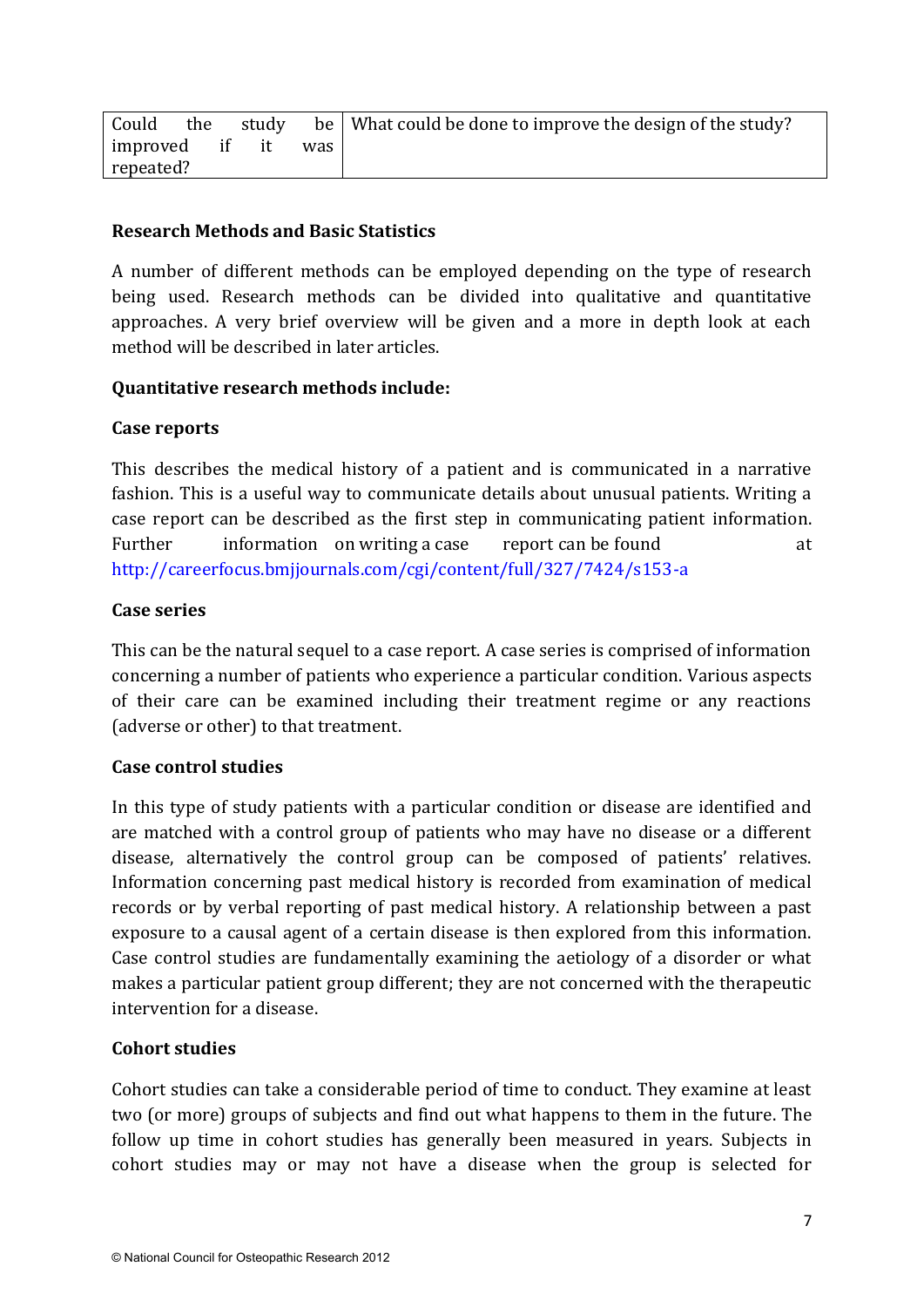| Could the study be improved if it was repeated? | What could be done to improve the design of the study? |
| --- | --- |

**Research Methods and Basic Statistics**

A number of different methods can be employed depending on the type of research being used. Research methods can be divided into qualitative and quantitative approaches. A very brief overview will be given and a more in depth look at each method will be described in later articles.

**Quantitative research methods include:**

**Case reports**

This describes the medical history of a patient and is communicated in a narrative fashion. This is a useful way to communicate details about unusual patients. Writing a case report can be described as the first step in communicating patient information. Further information on writing a case report can be found at http://careerfocus.bmjjournals.com/cgi/content/full/327/7424/s153-a

**Case series**

This can be the natural sequel to a case report. A case series is comprised of information concerning a number of patients who experience a particular condition. Various aspects of their care can be examined including their treatment regime or any reactions (adverse or other) to that treatment.

**Case control studies**

In this type of study patients with a particular condition or disease are identified and are matched with a control group of patients who may have no disease or a different disease, alternatively the control group can be composed of patients' relatives. Information concerning past medical history is recorded from examination of medical records or by verbal reporting of past medical history. A relationship between a past exposure to a causal agent of a certain disease is then explored from this information. Case control studies are fundamentally examining the aetiology of a disorder or what makes a particular patient group different; they are not concerned with the therapeutic intervention for a disease.

**Cohort studies**

Cohort studies can take a considerable period of time to conduct. They examine at least two (or more) groups of subjects and find out what happens to them in the future. The follow up time in cohort studies has generally been measured in years. Subjects in cohort studies may or may not have a disease when the group is selected for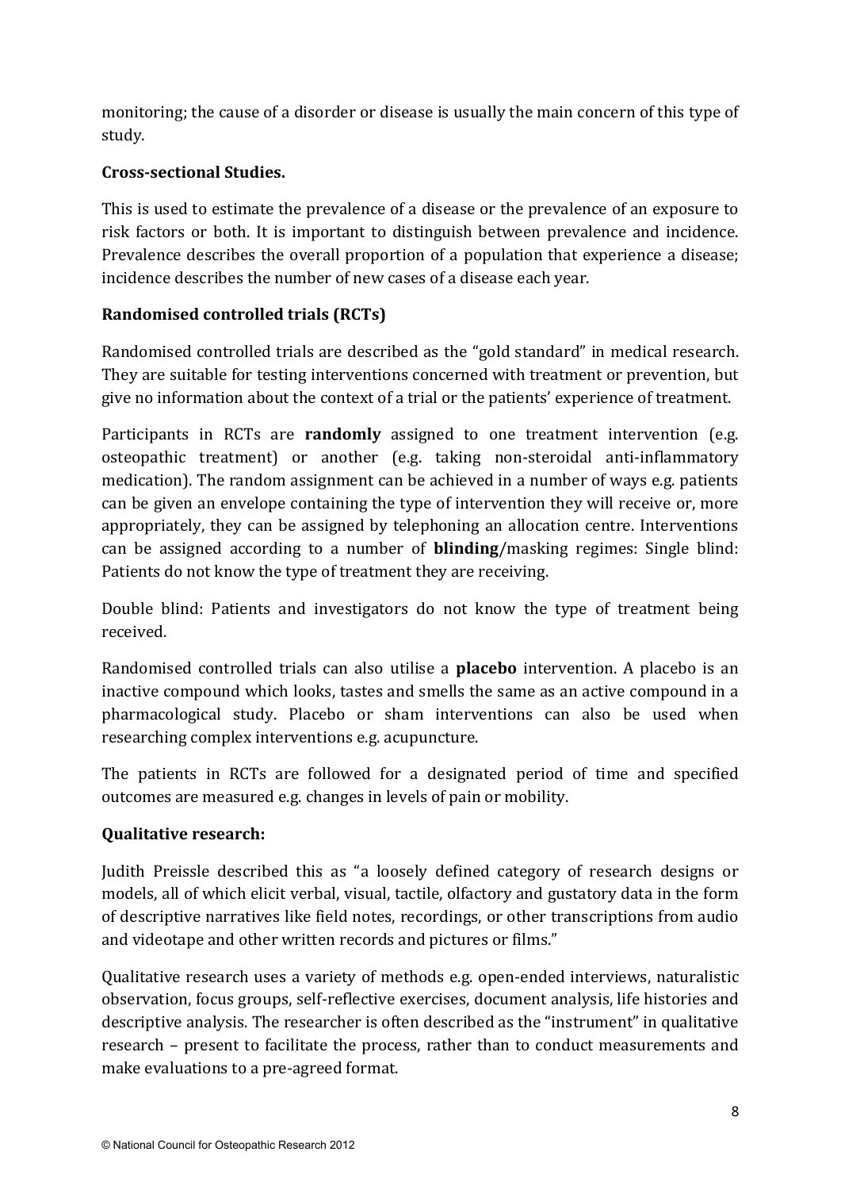monitoring; the cause of a disorder or disease is usually the main concern of this type of study.

**Cross-sectional Studies.**

This is used to estimate the prevalence of a disease or the prevalence of an exposure to risk factors or both. It is important to distinguish between prevalence and incidence. Prevalence describes the overall proportion of a population that experience a disease; incidence describes the number of new cases of a disease each year.

**Randomised controlled trials (RCTs)**

Randomised controlled trials are described as the "gold standard" in medical research. They are suitable for testing interventions concerned with treatment or prevention, but give no information about the context of a trial or the patients' experience of treatment.

Participants in RCTs are **randomly** assigned to one treatment intervention (e.g. osteopathic treatment) or another (e.g. taking non-steroidal anti-inflammatory medication). The random assignment can be achieved in a number of ways e.g. patients can be given an envelope containing the type of intervention they will receive or, more appropriately, they can be assigned by telephoning an allocation centre. Interventions can be assigned according to a number of **blinding**/masking regimes: Single blind: Patients do not know the type of treatment they are receiving.

Double blind: Patients and investigators do not know the type of treatment being received.

Randomised controlled trials can also utilise a **placebo** intervention. A placebo is an inactive compound which looks, tastes and smells the same as an active compound in a pharmacological study. Placebo or sham interventions can also be used when researching complex interventions e.g. acupuncture.

The patients in RCTs are followed for a designated period of time and specified outcomes are measured e.g. changes in levels of pain or mobility.

**Qualitative research:**

Judith Preissle described this as "a loosely defined category of research designs or models, all of which elicit verbal, visual, tactile, olfactory and gustatory data in the form of descriptive narratives like field notes, recordings, or other transcriptions from audio and videotape and other written records and pictures or films."

Qualitative research uses a variety of methods e.g. open-ended interviews, naturalistic observation, focus groups, self-reflective exercises, document analysis, life histories and descriptive analysis. The researcher is often described as the "instrument" in qualitative research – present to facilitate the process, rather than to conduct measurements and make evaluations to a pre-agreed format.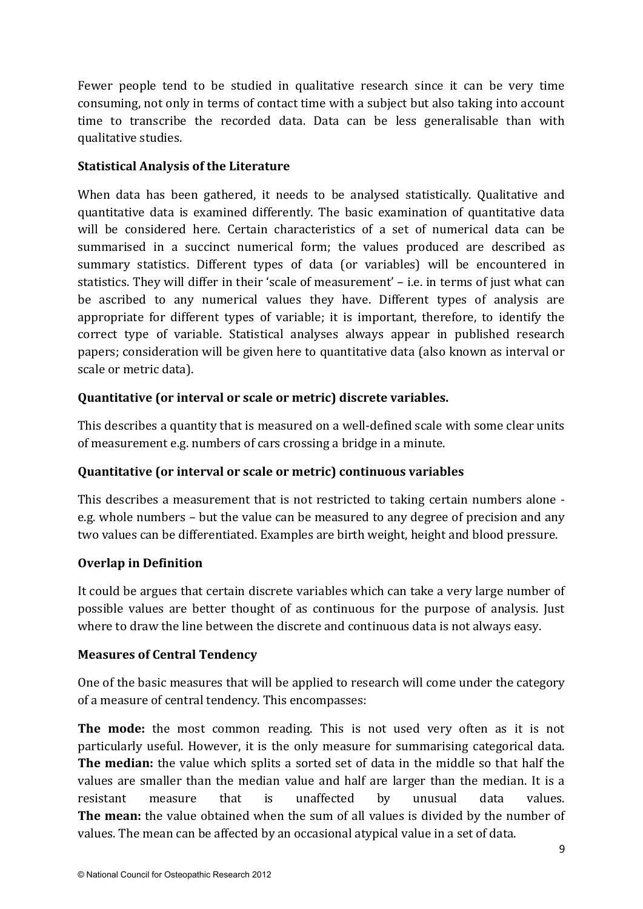Fewer people tend to be studied in qualitative research since it can be very time consuming, not only in terms of contact time with a subject but also taking into account time to transcribe the recorded data. Data can be less generalisable than with qualitative studies.

**Statistical Analysis of the Literature**

When data has been gathered, it needs to be analysed statistically. Qualitative and quantitative data is examined differently. The basic examination of quantitative data will be considered here. Certain characteristics of a set of numerical data can be summarised in a succinct numerical form; the values produced are described as summary statistics. Different types of data (or variables) will be encountered in statistics. They will differ in their 'scale of measurement' – i.e. in terms of just what can be ascribed to any numerical values they have. Different types of analysis are appropriate for different types of variable; it is important, therefore, to identify the correct type of variable. Statistical analyses always appear in published research papers; consideration will be given here to quantitative data (also known as interval or scale or metric data).

**Quantitative (or interval or scale or metric) discrete variables.**

This describes a quantity that is measured on a well-defined scale with some clear units of measurement e.g. numbers of cars crossing a bridge in a minute.

**Quantitative (or interval or scale or metric) continuous variables**

This describes a measurement that is not restricted to taking certain numbers alone - e.g. whole numbers – but the value can be measured to any degree of precision and any two values can be differentiated. Examples are birth weight, height and blood pressure.

**Overlap in Definition**

It could be argues that certain discrete variables which can take a very large number of possible values are better thought of as continuous for the purpose of analysis. Just where to draw the line between the discrete and continuous data is not always easy.

**Measures of Central Tendency**

One of the basic measures that will be applied to research will come under the category of a measure of central tendency. This encompasses:

**The mode:** the most common reading. This is not used very often as it is not particularly useful. However, it is the only measure for summarising categorical data.
**The median:** the value which splits a sorted set of data in the middle so that half the values are smaller than the median value and half are larger than the median. It is a resistant measure that is unaffected by unusual data values.
**The mean:** the value obtained when the sum of all values is divided by the number of values. The mean can be affected by an occasional atypical value in a set of data.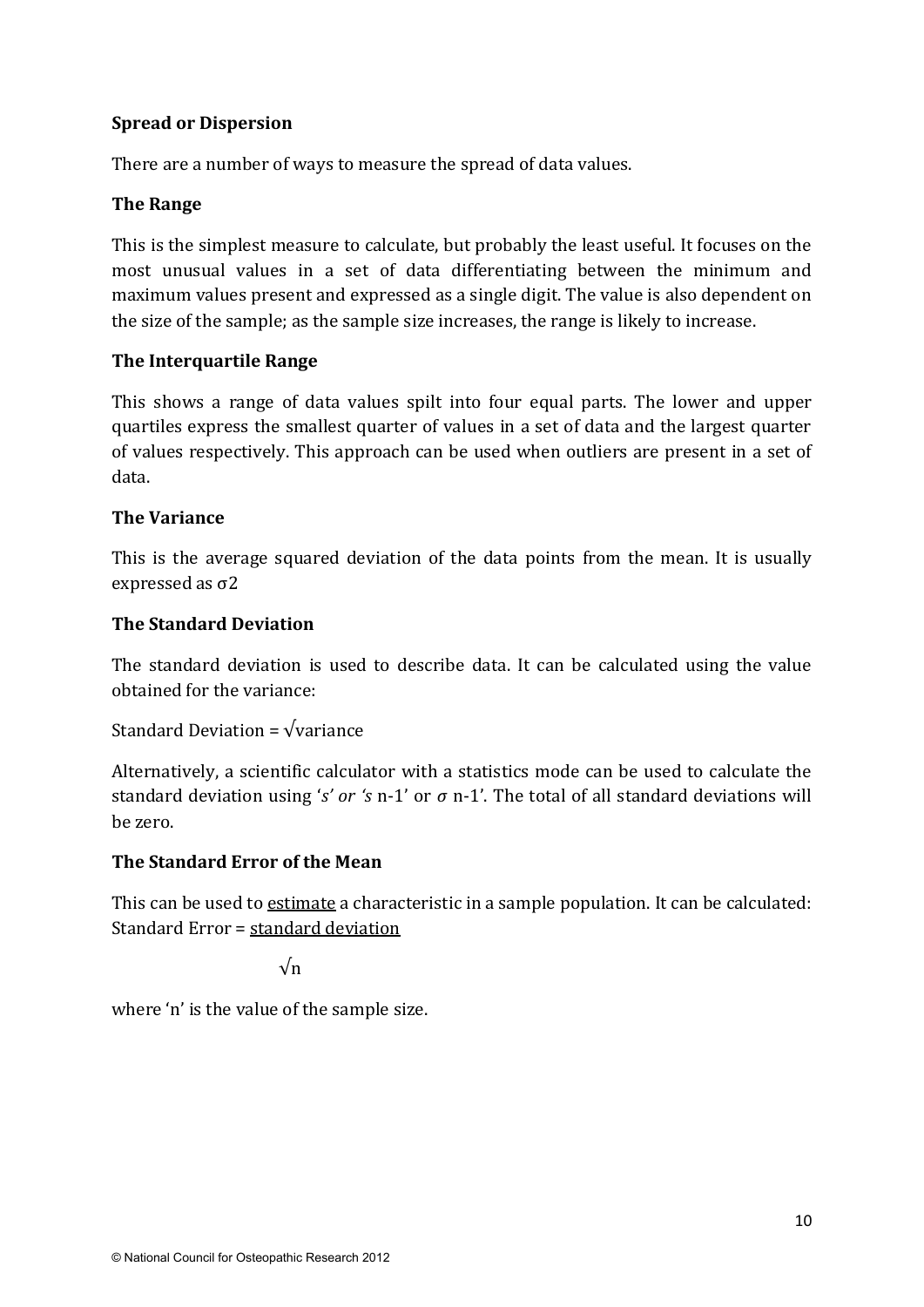**Spread or Dispersion**

There are a number of ways to measure the spread of data values.

**The Range**

This is the simplest measure to calculate, but probably the least useful. It focuses on the most unusual values in a set of data differentiating between the minimum and maximum values present and expressed as a single digit. The value is also dependent on the size of the sample; as the sample size increases, the range is likely to increase.

**The Interquartile Range**

This shows a range of data values spilt into four equal parts. The lower and upper quartiles express the smallest quarter of values in a set of data and the largest quarter of values respectively. This approach can be used when outliers are present in a set of data.

**The Variance**

This is the average squared deviation of the data points from the mean. It is usually expressed as σ2

**The Standard Deviation**

The standard deviation is used to describe data. It can be calculated using the value obtained for the variance:

Standard Deviation = √variance

Alternatively, a scientific calculator with a statistics mode can be used to calculate the standard deviation using '*s' or 's* n-1' or *σ* n-1'. The total of all standard deviations will be zero.

**The Standard Error of the Mean**

This can be used to estimate a characteristic in a sample population. It can be calculated:

$$\text{Standard Error} = \frac{\text{standard deviation}}{\sqrt{n}}$$

where 'n' is the value of the sample size.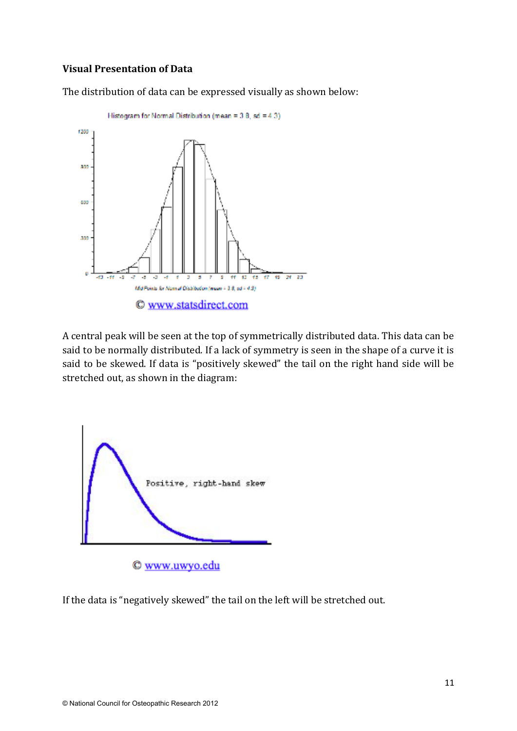**Visual Presentation of Data**

The distribution of data can be expressed visually as shown below:

© www.statsdirect.com

A central peak will be seen at the top of symmetrically distributed data. This data can be said to be normally distributed. If a lack of symmetry is seen in the shape of a curve it is said to be skewed. If data is "positively skewed" the tail on the right hand side will be stretched out, as shown in the diagram:

© www.uwyo.edu

If the data is "negatively skewed" the tail on the left will be stretched out.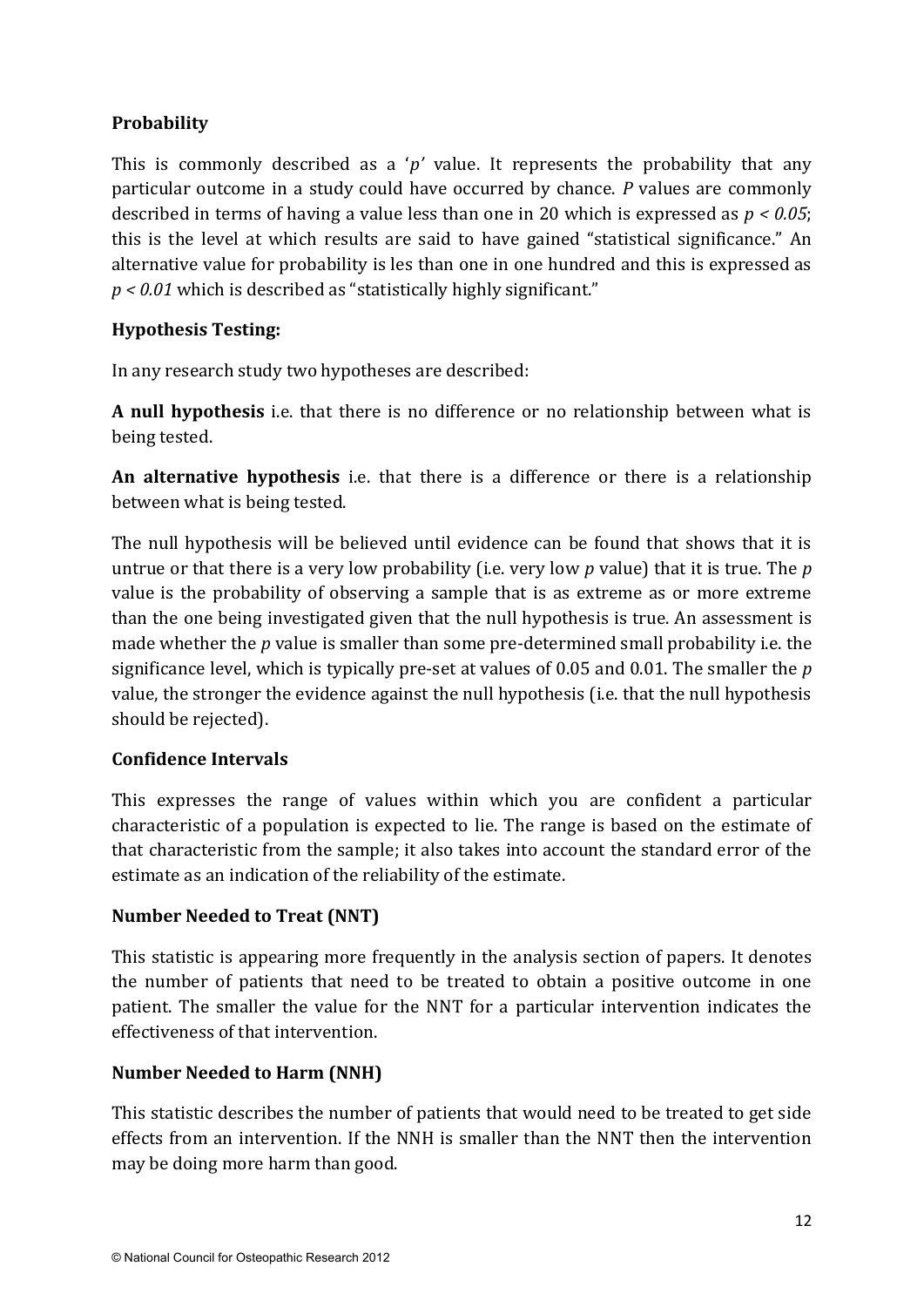**Probability**

This is commonly described as a '*p'* value. It represents the probability that any particular outcome in a study could have occurred by chance. *P* values are commonly described in terms of having a value less than one in 20 which is expressed as $p < 0.05$; this is the level at which results are said to have gained "statistical significance." An alternative value for probability is les than one in one hundred and this is expressed as $p < 0.01$ which is described as "statistically highly significant."

**Hypothesis Testing:**

In any research study two hypotheses are described:

**A null hypothesis** i.e. that there is no difference or no relationship between what is being tested.

**An alternative hypothesis** i.e. that there is a difference or there is a relationship between what is being tested.

The null hypothesis will be believed until evidence can be found that shows that it is untrue or that there is a very low probability (i.e. very low *p* value) that it is true. The *p* value is the probability of observing a sample that is as extreme as or more extreme than the one being investigated given that the null hypothesis is true. An assessment is made whether the *p* value is smaller than some pre-determined small probability i.e. the significance level, which is typically pre-set at values of 0.05 and 0.01. The smaller the *p* value, the stronger the evidence against the null hypothesis (i.e. that the null hypothesis should be rejected).

**Confidence Intervals**

This expresses the range of values within which you are confident a particular characteristic of a population is expected to lie. The range is based on the estimate of that characteristic from the sample; it also takes into account the standard error of the estimate as an indication of the reliability of the estimate.

**Number Needed to Treat (NNT)**

This statistic is appearing more frequently in the analysis section of papers. It denotes the number of patients that need to be treated to obtain a positive outcome in one patient. The smaller the value for the NNT for a particular intervention indicates the effectiveness of that intervention.

**Number Needed to Harm (NNH)**

This statistic describes the number of patients that would need to be treated to get side effects from an intervention. If the NNH is smaller than the NNT then the intervention may be doing more harm than good.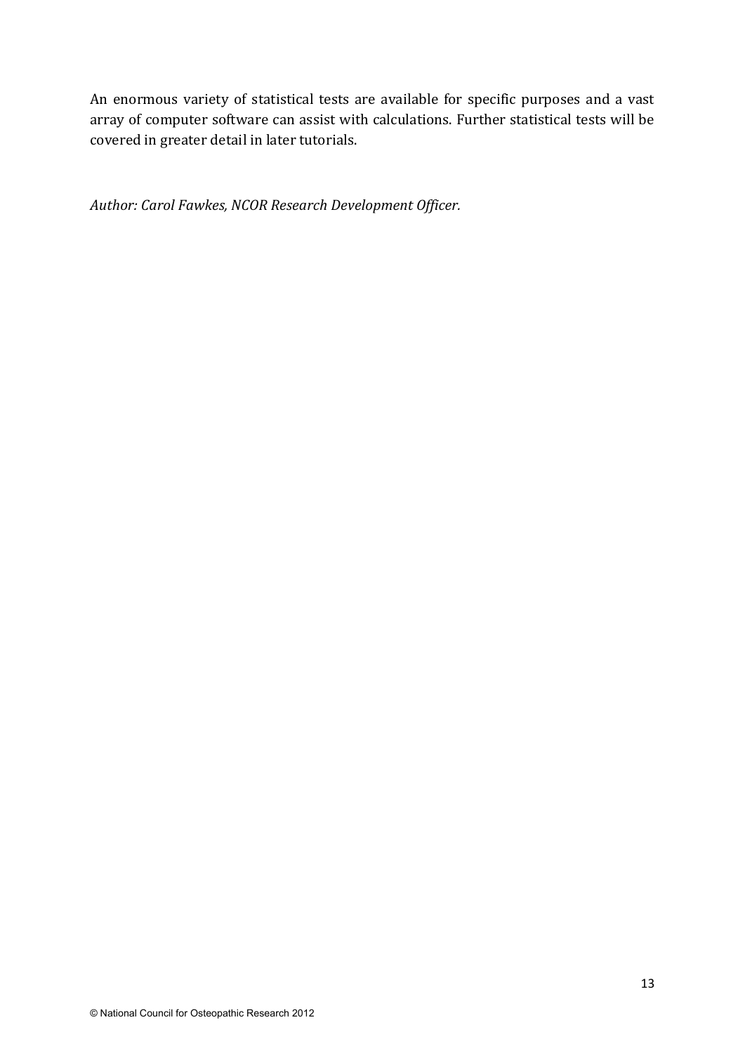An enormous variety of statistical tests are available for specific purposes and a vast array of computer software can assist with calculations. Further statistical tests will be covered in greater detail in later tutorials.

*Author: Carol Fawkes, NCOR Research Development Officer.*